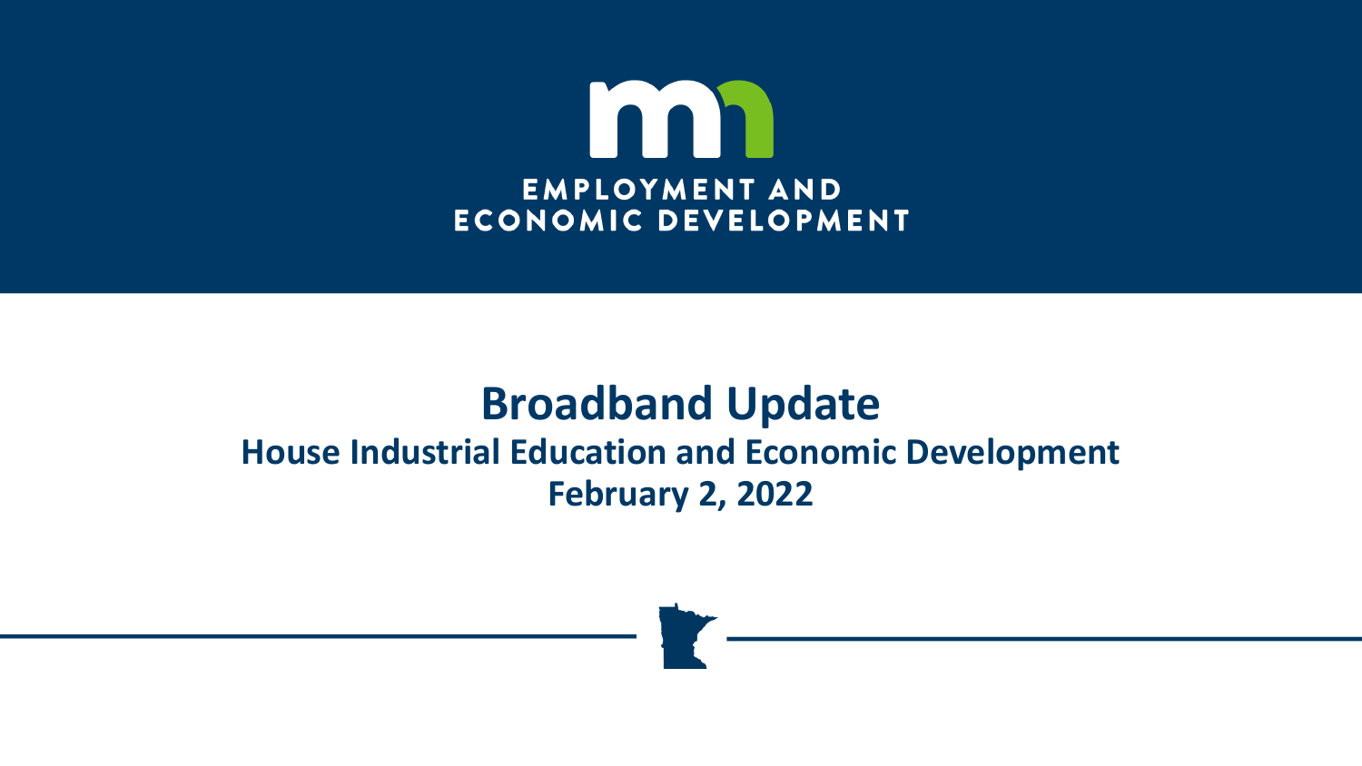EMPLOYMENT AND
ECONOMIC DEVELOPMENT

# Broadband Update

## House Industrial Education and Economic Development

## February 2, 2022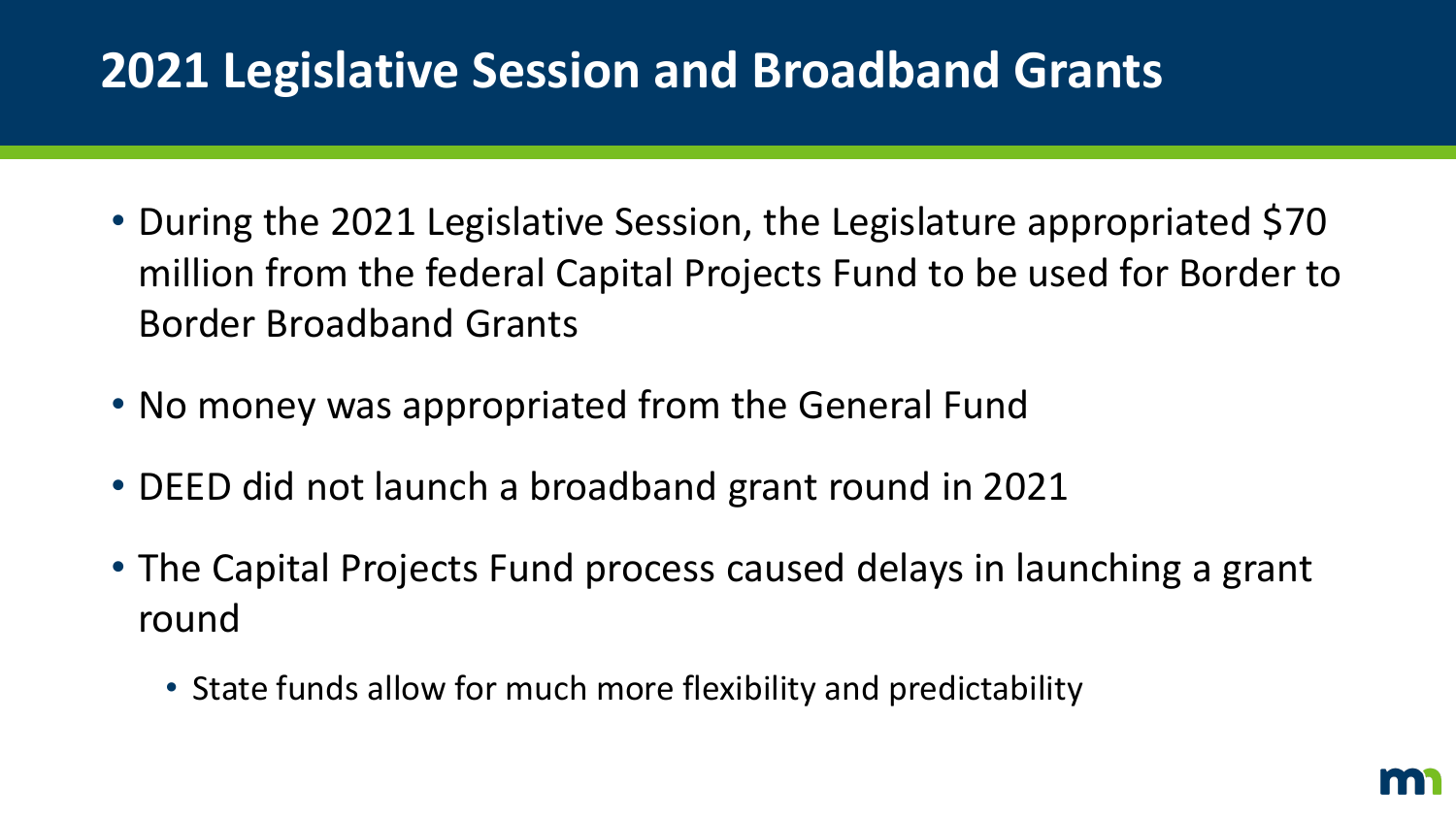# 2021 Legislative Session and Broadband Grants

- During the 2021 Legislative Session, the Legislature appropriated $70 million from the federal Capital Projects Fund to be used for Border to Border Broadband Grants
- No money was appropriated from the General Fund
- DEED did not launch a broadband grant round in 2021
- The Capital Projects Fund process caused delays in launching a grant round
  - State funds allow for much more flexibility and predictability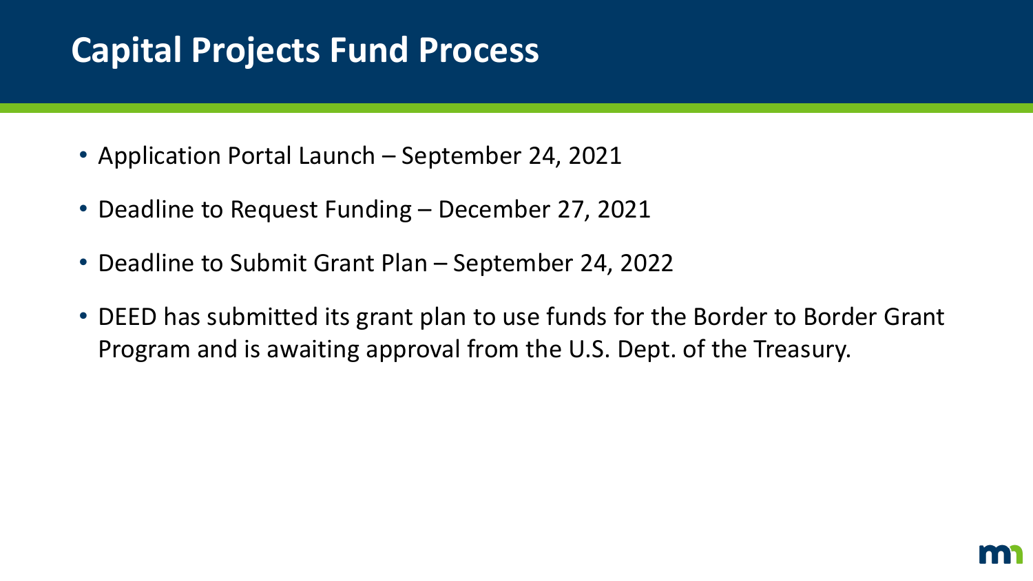# Capital Projects Fund Process

- Application Portal Launch – September 24, 2021
- Deadline to Request Funding – December 27, 2021
- Deadline to Submit Grant Plan – September 24, 2022
- DEED has submitted its grant plan to use funds for the Border to Border Grant Program and is awaiting approval from the U.S. Dept. of the Treasury.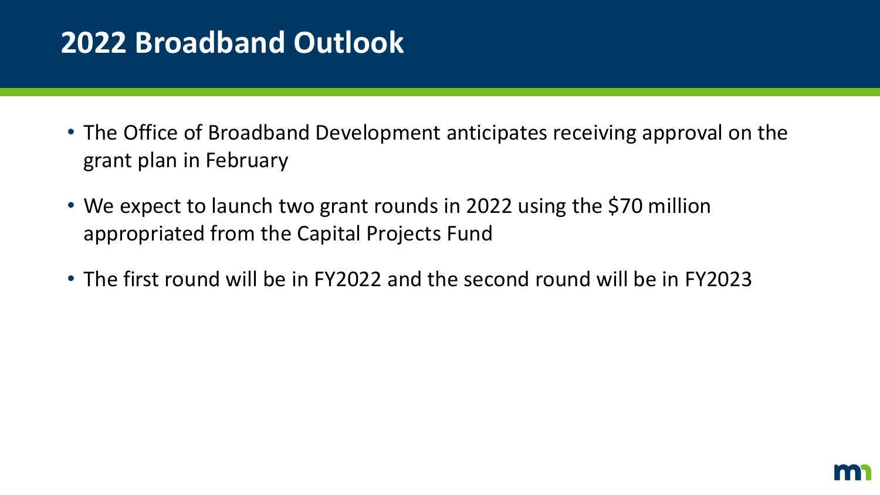# 2022 Broadband Outlook

- The Office of Broadband Development anticipates receiving approval on the grant plan in February
- We expect to launch two grant rounds in 2022 using the $70 million appropriated from the Capital Projects Fund
- The first round will be in FY2022 and the second round will be in FY2023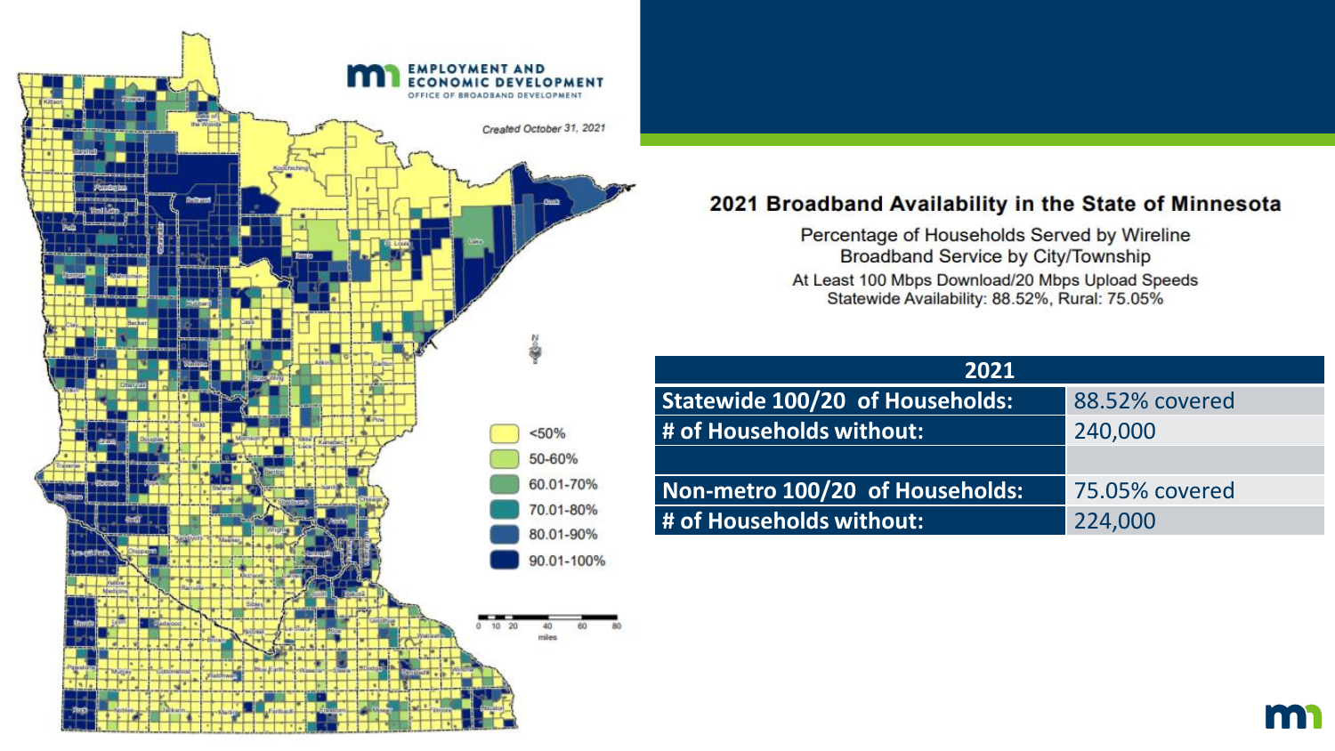## 2021 Broadband Availability in the State of Minnesota

Percentage of Households Served by Wireline Broadband Service by City/Township

At Least 100 Mbps Download/20 Mbps Upload Speeds

Statewide Availability: 88.52%, Rural: 75.05%

EMPLOYMENT AND ECONOMIC DEVELOPMENT
OFFICE OF BROADBAND DEVELOPMENT

*Created October 31, 2021*

- <50%
- 50-60%
- 60.01-70%
- 70.01-80%
- 80.01-90%
- 90.01-100%

| 2021 | |
|---|---|
| **Statewide 100/20 of Households:** | 88.52% covered |
| **# of Households without:** | 240,000 |
| | |
| **Non-metro 100/20 of Households:** | 75.05% covered |
| **# of Households without:** | 224,000 |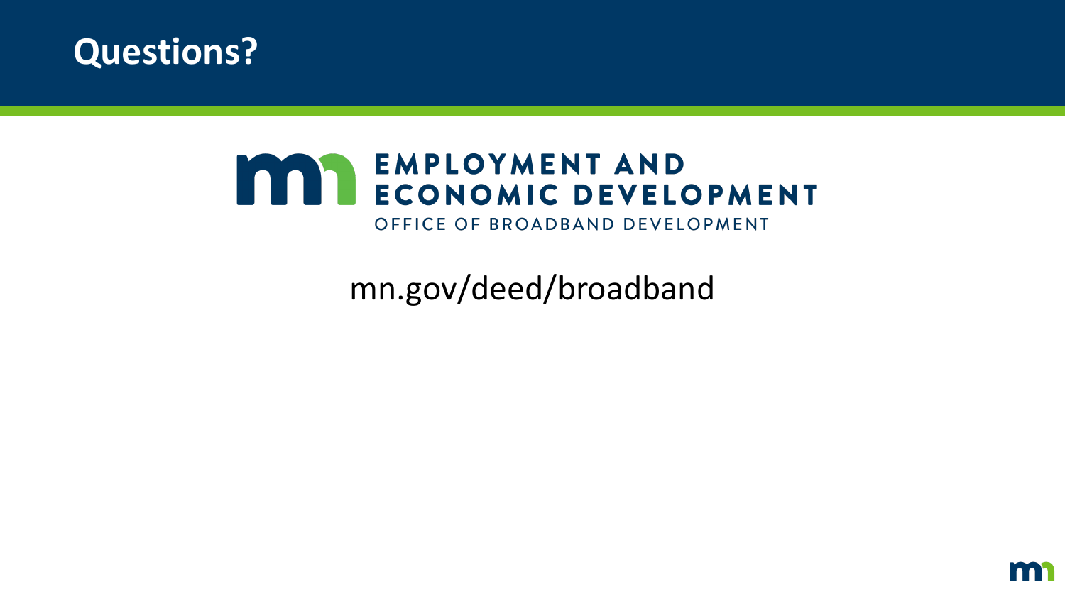# Questions?

EMPLOYMENT AND ECONOMIC DEVELOPMENT

OFFICE OF BROADBAND DEVELOPMENT

mn.gov/deed/broadband